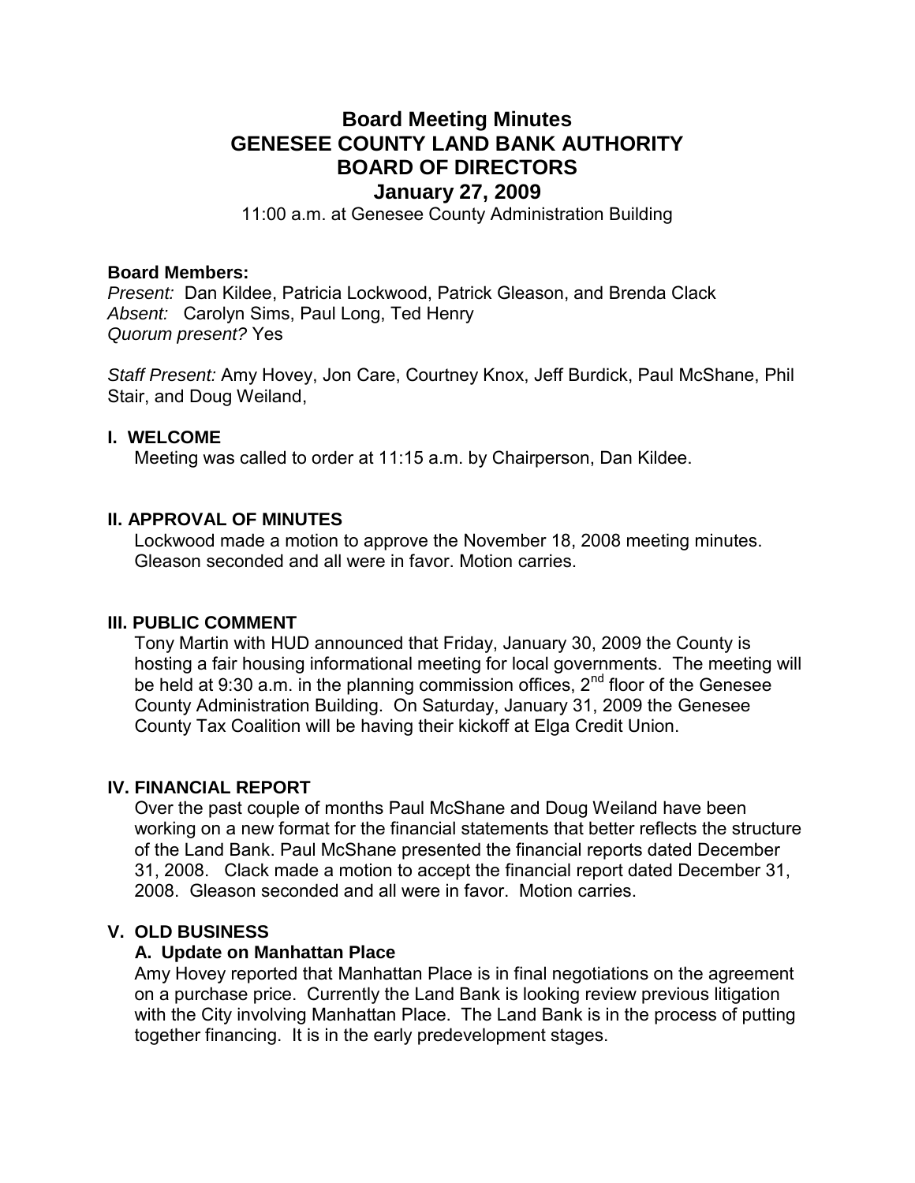# Board Meeting Minutes
# GENESEE COUNTY LAND BANK AUTHORITY
# BOARD OF DIRECTORS
## January 27, 2009

11:00 a.m. at Genesee County Administration Building

**Board Members:**
*Present:* Dan Kildee, Patricia Lockwood, Patrick Gleason, and Brenda Clack
*Absent:* Carolyn Sims, Paul Long, Ted Henry
*Quorum present?* Yes

*Staff Present:* Amy Hovey, Jon Care, Courtney Knox, Jeff Burdick, Paul McShane, Phil Stair, and Doug Weiland,

### I. WELCOME

Meeting was called to order at 11:15 a.m. by Chairperson, Dan Kildee.

### II. APPROVAL OF MINUTES

Lockwood made a motion to approve the November 18, 2008 meeting minutes. Gleason seconded and all were in favor. Motion carries.

### III. PUBLIC COMMENT

Tony Martin with HUD announced that Friday, January 30, 2009 the County is hosting a fair housing informational meeting for local governments. The meeting will be held at 9:30 a.m. in the planning commission offices, 2nd floor of the Genesee County Administration Building. On Saturday, January 31, 2009 the Genesee County Tax Coalition will be having their kickoff at Elga Credit Union.

### IV. FINANCIAL REPORT

Over the past couple of months Paul McShane and Doug Weiland have been working on a new format for the financial statements that better reflects the structure of the Land Bank. Paul McShane presented the financial reports dated December 31, 2008. Clack made a motion to accept the financial report dated December 31, 2008. Gleason seconded and all were in favor. Motion carries.

### V. OLD BUSINESS

#### A. Update on Manhattan Place

Amy Hovey reported that Manhattan Place is in final negotiations on the agreement on a purchase price. Currently the Land Bank is looking review previous litigation with the City involving Manhattan Place. The Land Bank is in the process of putting together financing. It is in the early predevelopment stages.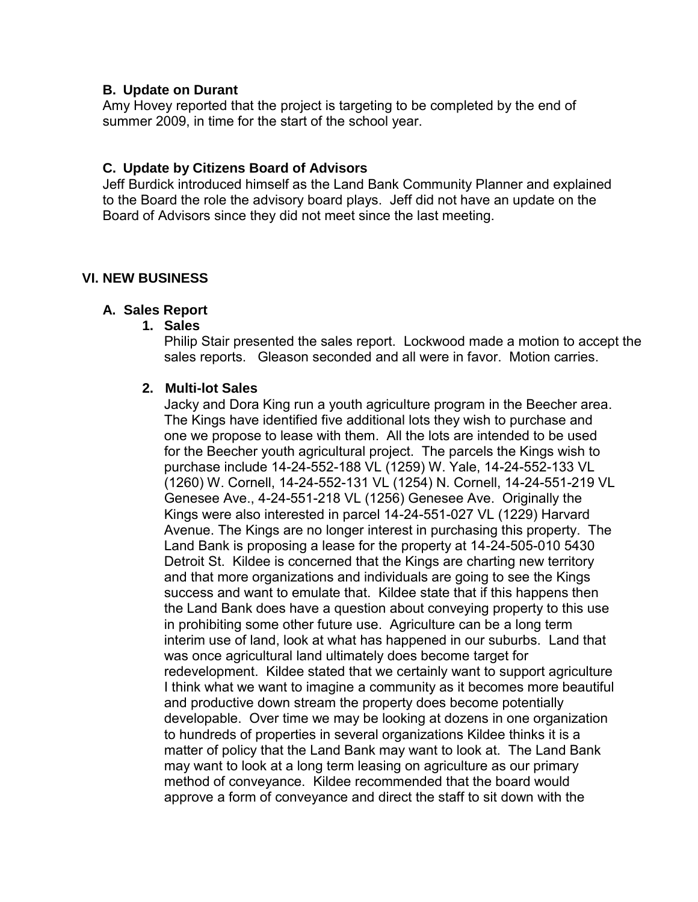### B. Update on Durant

Amy Hovey reported that the project is targeting to be completed by the end of summer 2009, in time for the start of the school year.

### C. Update by Citizens Board of Advisors

Jeff Burdick introduced himself as the Land Bank Community Planner and explained to the Board the role the advisory board plays. Jeff did not have an update on the Board of Advisors since they did not meet since the last meeting.

## VI. NEW BUSINESS

### A. Sales Report

**1. Sales**

Philip Stair presented the sales report. Lockwood made a motion to accept the sales reports. Gleason seconded and all were in favor. Motion carries.

**2. Multi-lot Sales**

Jacky and Dora King run a youth agriculture program in the Beecher area. The Kings have identified five additional lots they wish to purchase and one we propose to lease with them. All the lots are intended to be used for the Beecher youth agricultural project. The parcels the Kings wish to purchase include 14-24-552-188 VL (1259) W. Yale, 14-24-552-133 VL (1260) W. Cornell, 14-24-552-131 VL (1254) N. Cornell, 14-24-551-219 VL Genesee Ave., 4-24-551-218 VL (1256) Genesee Ave. Originally the Kings were also interested in parcel 14-24-551-027 VL (1229) Harvard Avenue. The Kings are no longer interest in purchasing this property. The Land Bank is proposing a lease for the property at 14-24-505-010 5430 Detroit St. Kildee is concerned that the Kings are charting new territory and that more organizations and individuals are going to see the Kings success and want to emulate that. Kildee state that if this happens then the Land Bank does have a question about conveying property to this use in prohibiting some other future use. Agriculture can be a long term interim use of land, look at what has happened in our suburbs. Land that was once agricultural land ultimately does become target for redevelopment. Kildee stated that we certainly want to support agriculture I think what we want to imagine a community as it becomes more beautiful and productive down stream the property does become potentially developable. Over time we may be looking at dozens in one organization to hundreds of properties in several organizations Kildee thinks it is a matter of policy that the Land Bank may want to look at. The Land Bank may want to look at a long term leasing on agriculture as our primary method of conveyance. Kildee recommended that the board would approve a form of conveyance and direct the staff to sit down with the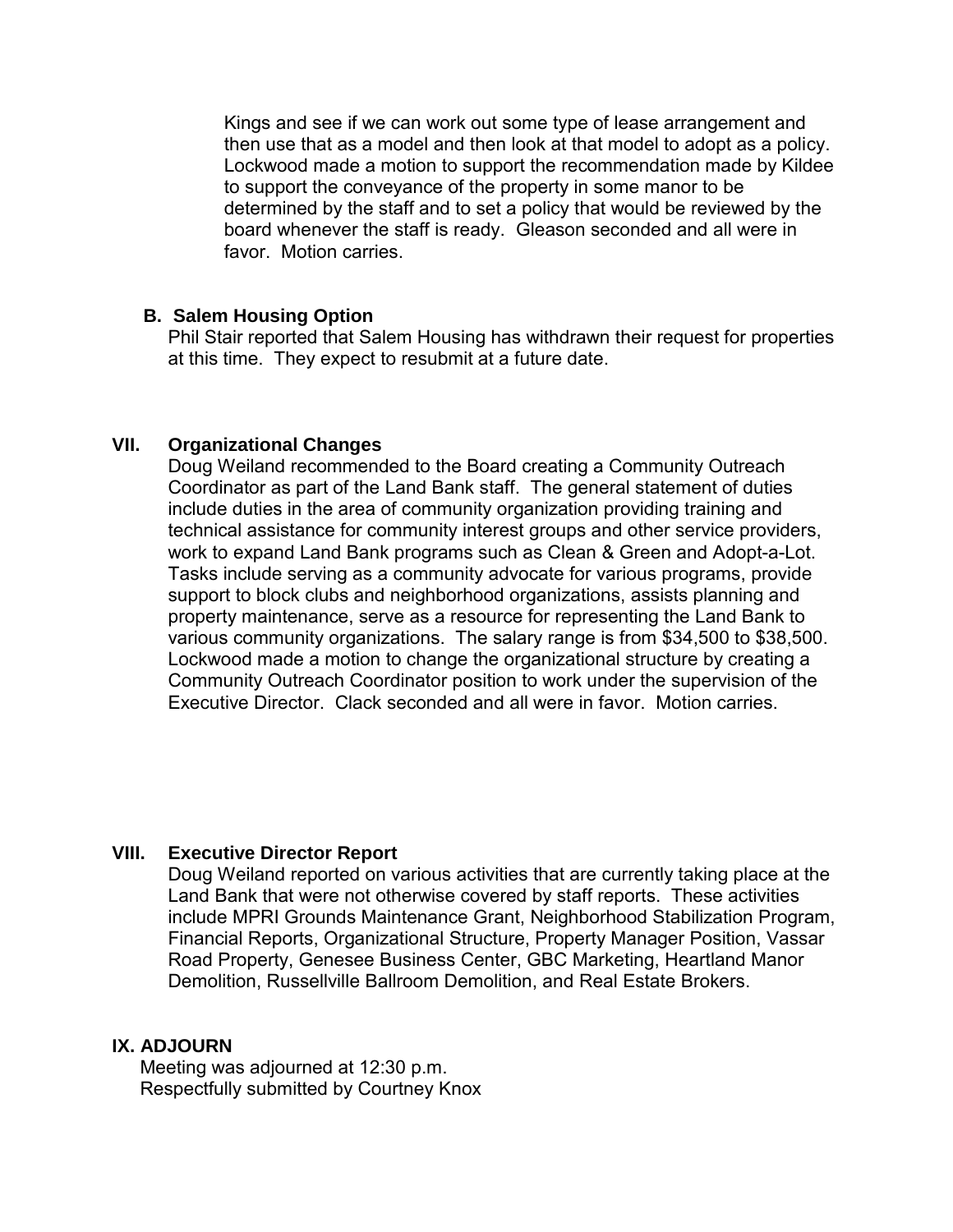Kings and see if we can work out some type of lease arrangement and then use that as a model and then look at that model to adopt as a policy. Lockwood made a motion to support the recommendation made by Kildee to support the conveyance of the property in some manor to be determined by the staff and to set a policy that would be reviewed by the board whenever the staff is ready. Gleason seconded and all were in favor. Motion carries.

### B. Salem Housing Option

Phil Stair reported that Salem Housing has withdrawn their request for properties at this time. They expect to resubmit at a future date.

## VII. Organizational Changes

Doug Weiland recommended to the Board creating a Community Outreach Coordinator as part of the Land Bank staff. The general statement of duties include duties in the area of community organization providing training and technical assistance for community interest groups and other service providers, work to expand Land Bank programs such as Clean & Green and Adopt-a-Lot. Tasks include serving as a community advocate for various programs, provide support to block clubs and neighborhood organizations, assists planning and property maintenance, serve as a resource for representing the Land Bank to various community organizations. The salary range is from $34,500 to $38,500. Lockwood made a motion to change the organizational structure by creating a Community Outreach Coordinator position to work under the supervision of the Executive Director. Clack seconded and all were in favor. Motion carries.

## VIII. Executive Director Report

Doug Weiland reported on various activities that are currently taking place at the Land Bank that were not otherwise covered by staff reports. These activities include MPRI Grounds Maintenance Grant, Neighborhood Stabilization Program, Financial Reports, Organizational Structure, Property Manager Position, Vassar Road Property, Genesee Business Center, GBC Marketing, Heartland Manor Demolition, Russellville Ballroom Demolition, and Real Estate Brokers.

## IX. ADJOURN

Meeting was adjourned at 12:30 p.m.
Respectfully submitted by Courtney Knox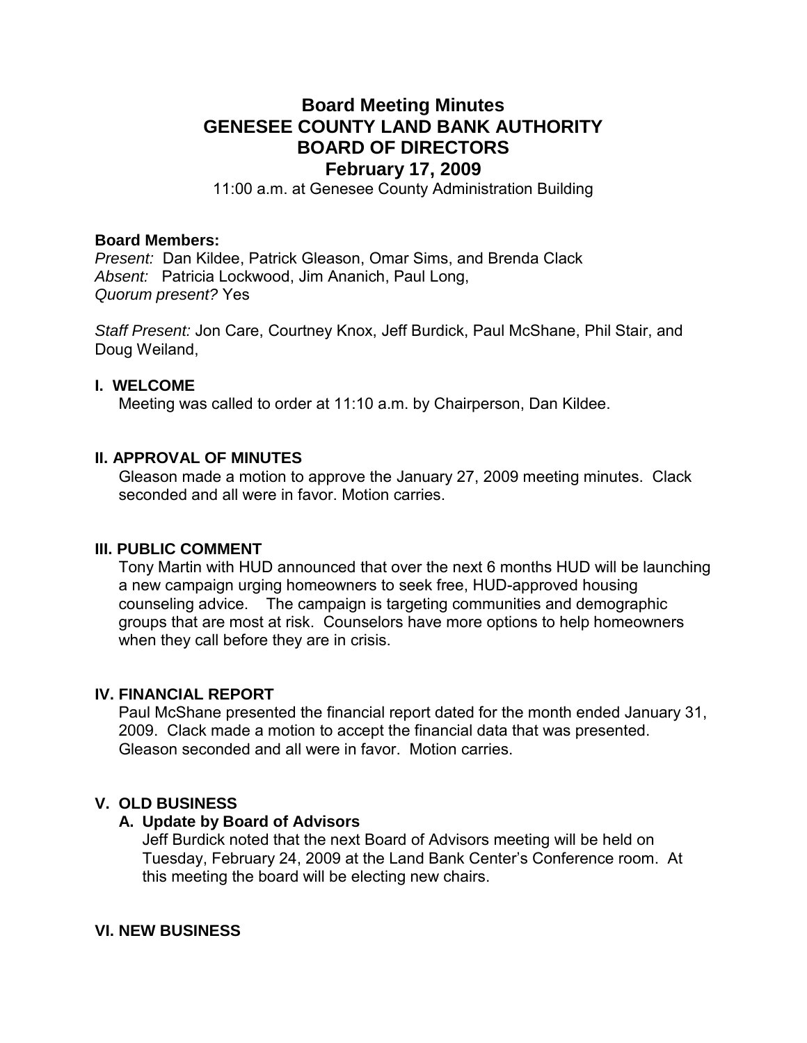# Board Meeting Minutes
# GENESEE COUNTY LAND BANK AUTHORITY
# BOARD OF DIRECTORS
# February 17, 2009

11:00 a.m. at Genesee County Administration Building

**Board Members:**
*Present:* Dan Kildee, Patrick Gleason, Omar Sims, and Brenda Clack
*Absent:* Patricia Lockwood, Jim Ananich, Paul Long,
*Quorum present?* Yes

*Staff Present:* Jon Care, Courtney Knox, Jeff Burdick, Paul McShane, Phil Stair, and Doug Weiland,

## I. WELCOME

Meeting was called to order at 11:10 a.m. by Chairperson, Dan Kildee.

## II. APPROVAL OF MINUTES

Gleason made a motion to approve the January 27, 2009 meeting minutes. Clack seconded and all were in favor. Motion carries.

## III. PUBLIC COMMENT

Tony Martin with HUD announced that over the next 6 months HUD will be launching a new campaign urging homeowners to seek free, HUD-approved housing counseling advice. The campaign is targeting communities and demographic groups that are most at risk. Counselors have more options to help homeowners when they call before they are in crisis.

## IV. FINANCIAL REPORT

Paul McShane presented the financial report dated for the month ended January 31, 2009. Clack made a motion to accept the financial data that was presented. Gleason seconded and all were in favor. Motion carries.

## V. OLD BUSINESS

### A. Update by Board of Advisors

Jeff Burdick noted that the next Board of Advisors meeting will be held on Tuesday, February 24, 2009 at the Land Bank Center's Conference room. At this meeting the board will be electing new chairs.

## VI. NEW BUSINESS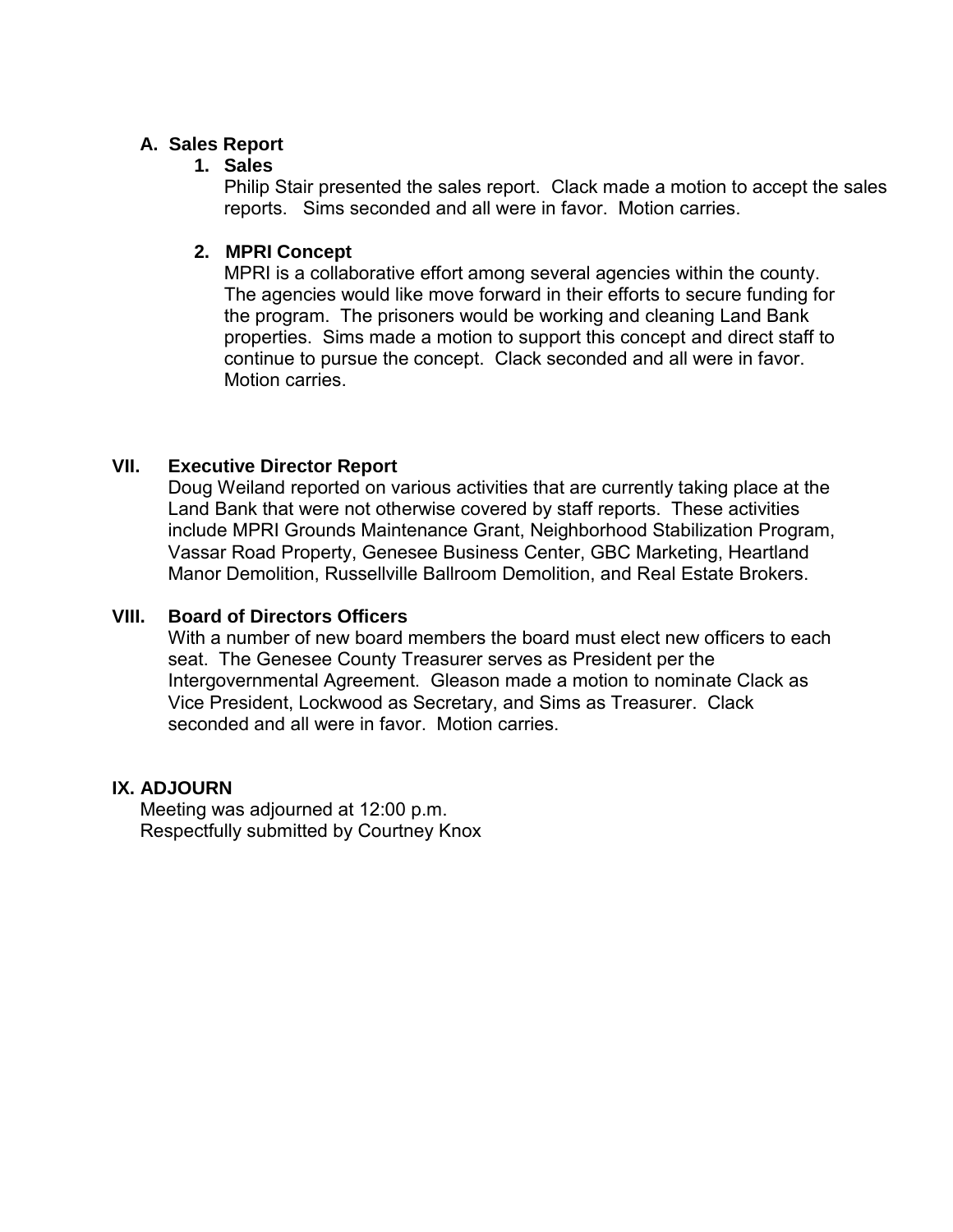### A. Sales Report

#### 1. Sales

Philip Stair presented the sales report. Clack made a motion to accept the sales reports. Sims seconded and all were in favor. Motion carries.

#### 2. MPRI Concept

MPRI is a collaborative effort among several agencies within the county. The agencies would like move forward in their efforts to secure funding for the program. The prisoners would be working and cleaning Land Bank properties. Sims made a motion to support this concept and direct staff to continue to pursue the concept. Clack seconded and all were in favor. Motion carries.

## VII. Executive Director Report

Doug Weiland reported on various activities that are currently taking place at the Land Bank that were not otherwise covered by staff reports. These activities include MPRI Grounds Maintenance Grant, Neighborhood Stabilization Program, Vassar Road Property, Genesee Business Center, GBC Marketing, Heartland Manor Demolition, Russellville Ballroom Demolition, and Real Estate Brokers.

## VIII. Board of Directors Officers

With a number of new board members the board must elect new officers to each seat. The Genesee County Treasurer serves as President per the Intergovernmental Agreement. Gleason made a motion to nominate Clack as Vice President, Lockwood as Secretary, and Sims as Treasurer. Clack seconded and all were in favor. Motion carries.

## IX. ADJOURN

Meeting was adjourned at 12:00 p.m.
Respectfully submitted by Courtney Knox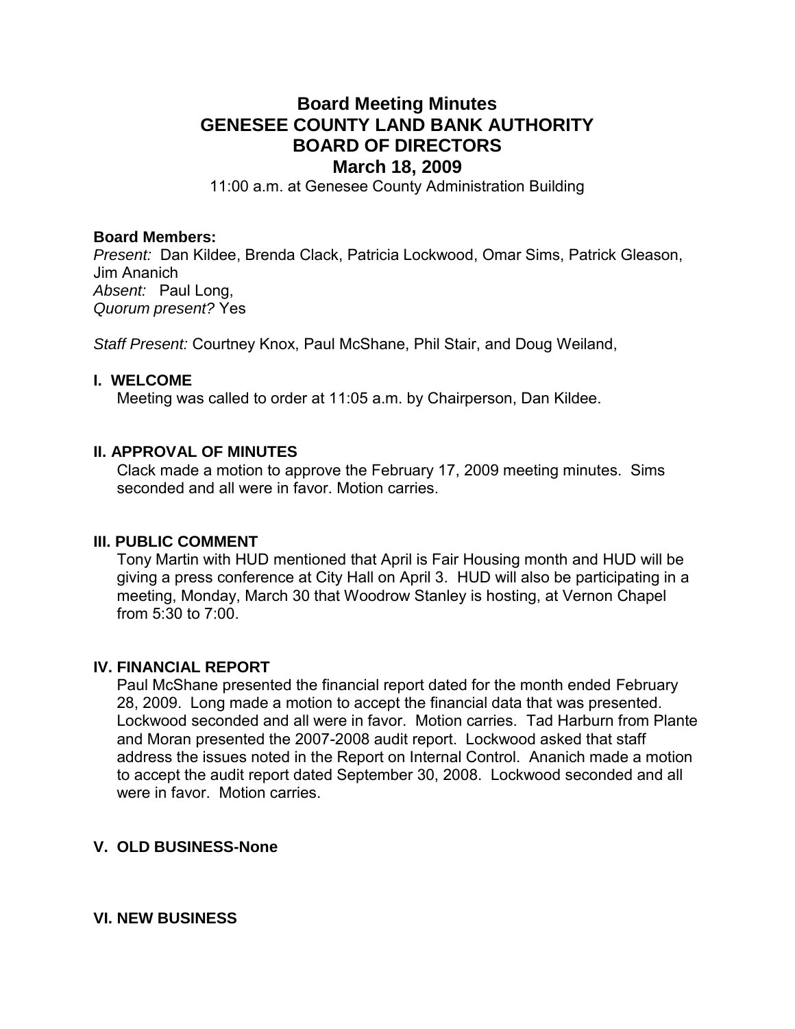# Board Meeting Minutes
# GENESEE COUNTY LAND BANK AUTHORITY
# BOARD OF DIRECTORS
# March 18, 2009

11:00 a.m. at Genesee County Administration Building

**Board Members:**
*Present:* Dan Kildee, Brenda Clack, Patricia Lockwood, Omar Sims, Patrick Gleason, Jim Ananich
*Absent:* Paul Long,
*Quorum present?* Yes

*Staff Present:* Courtney Knox, Paul McShane, Phil Stair, and Doug Weiland,

### I. WELCOME

Meeting was called to order at 11:05 a.m. by Chairperson, Dan Kildee.

### II. APPROVAL OF MINUTES

Clack made a motion to approve the February 17, 2009 meeting minutes. Sims seconded and all were in favor. Motion carries.

### III. PUBLIC COMMENT

Tony Martin with HUD mentioned that April is Fair Housing month and HUD will be giving a press conference at City Hall on April 3. HUD will also be participating in a meeting, Monday, March 30 that Woodrow Stanley is hosting, at Vernon Chapel from 5:30 to 7:00.

### IV. FINANCIAL REPORT

Paul McShane presented the financial report dated for the month ended February 28, 2009. Long made a motion to accept the financial data that was presented. Lockwood seconded and all were in favor. Motion carries. Tad Harburn from Plante and Moran presented the 2007-2008 audit report. Lockwood asked that staff address the issues noted in the Report on Internal Control. Ananich made a motion to accept the audit report dated September 30, 2008. Lockwood seconded and all were in favor. Motion carries.

### V. OLD BUSINESS-None

### VI. NEW BUSINESS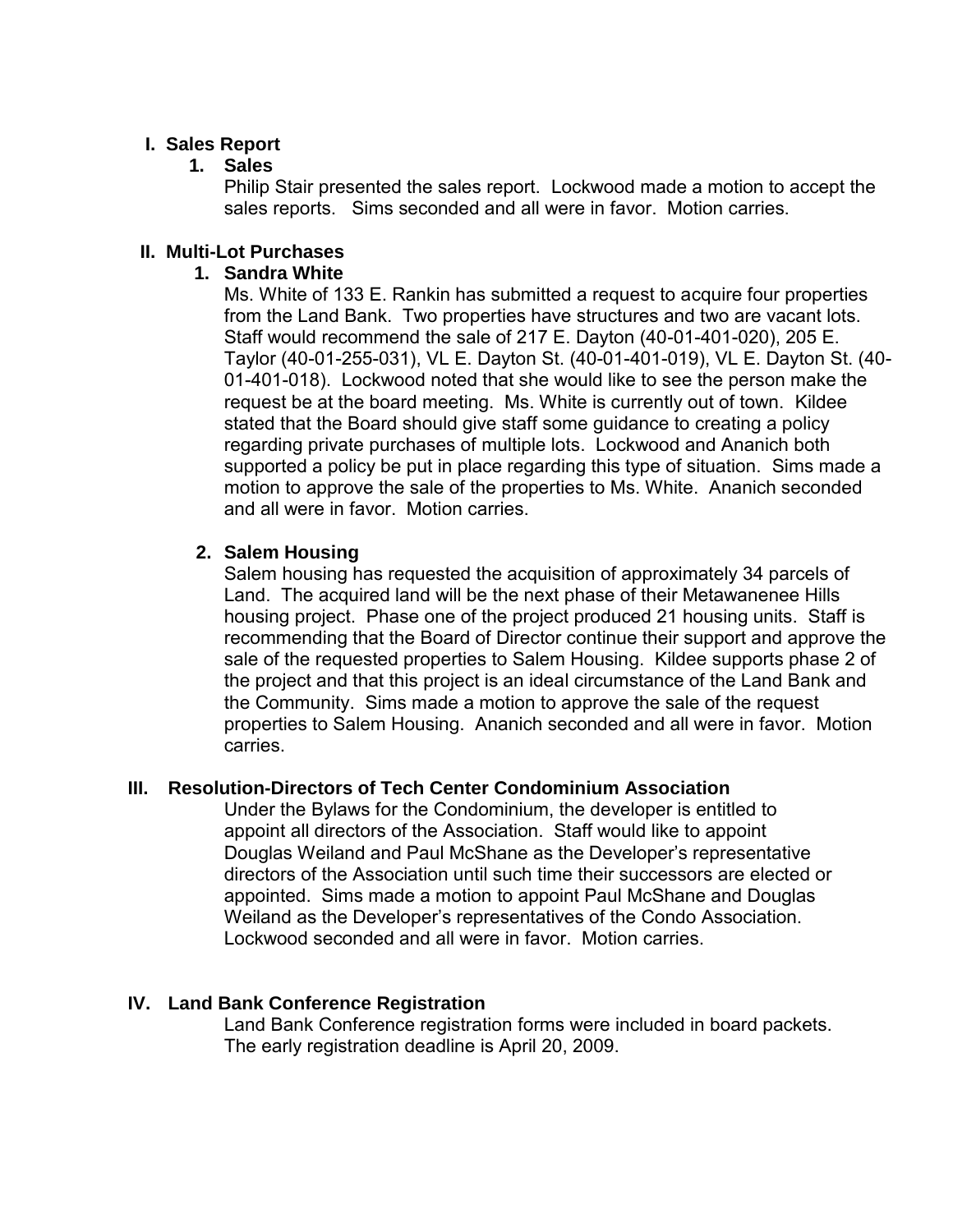## I. Sales Report

### 1. Sales

Philip Stair presented the sales report. Lockwood made a motion to accept the sales reports. Sims seconded and all were in favor. Motion carries.

## II. Multi-Lot Purchases

### 1. Sandra White

Ms. White of 133 E. Rankin has submitted a request to acquire four properties from the Land Bank. Two properties have structures and two are vacant lots. Staff would recommend the sale of 217 E. Dayton (40-01-401-020), 205 E. Taylor (40-01-255-031), VL E. Dayton St. (40-01-401-019), VL E. Dayton St. (40-01-401-018). Lockwood noted that she would like to see the person make the request be at the board meeting. Ms. White is currently out of town. Kildee stated that the Board should give staff some guidance to creating a policy regarding private purchases of multiple lots. Lockwood and Ananich both supported a policy be put in place regarding this type of situation. Sims made a motion to approve the sale of the properties to Ms. White. Ananich seconded and all were in favor. Motion carries.

### 2. Salem Housing

Salem housing has requested the acquisition of approximately 34 parcels of Land. The acquired land will be the next phase of their Metawanenee Hills housing project. Phase one of the project produced 21 housing units. Staff is recommending that the Board of Director continue their support and approve the sale of the requested properties to Salem Housing. Kildee supports phase 2 of the project and that this project is an ideal circumstance of the Land Bank and the Community. Sims made a motion to approve the sale of the request properties to Salem Housing. Ananich seconded and all were in favor. Motion carries.

## III. Resolution-Directors of Tech Center Condominium Association

Under the Bylaws for the Condominium, the developer is entitled to appoint all directors of the Association. Staff would like to appoint Douglas Weiland and Paul McShane as the Developer's representative directors of the Association until such time their successors are elected or appointed. Sims made a motion to appoint Paul McShane and Douglas Weiland as the Developer's representatives of the Condo Association. Lockwood seconded and all were in favor. Motion carries.

## IV. Land Bank Conference Registration

Land Bank Conference registration forms were included in board packets. The early registration deadline is April 20, 2009.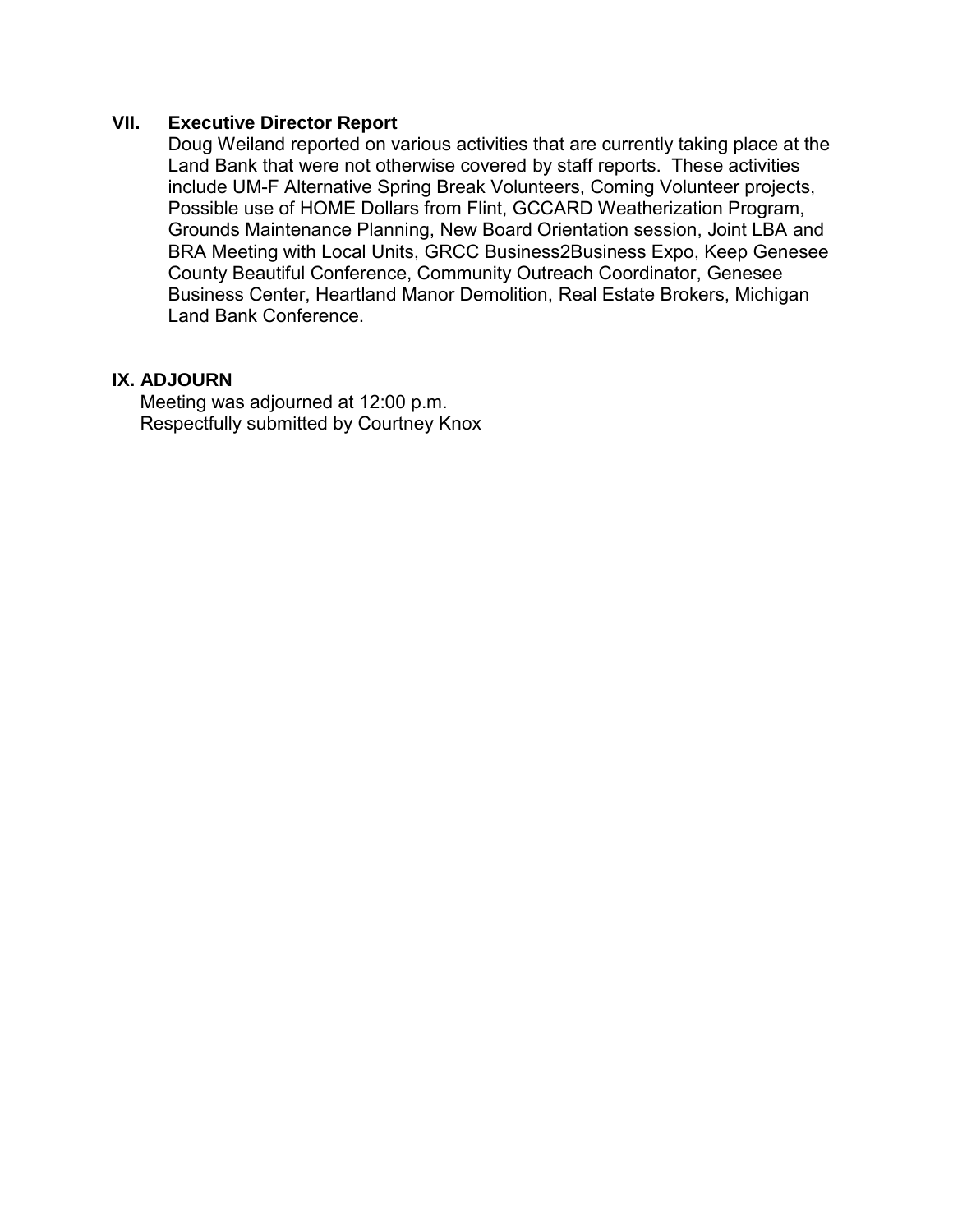### VII. Executive Director Report

Doug Weiland reported on various activities that are currently taking place at the Land Bank that were not otherwise covered by staff reports. These activities include UM-F Alternative Spring Break Volunteers, Coming Volunteer projects, Possible use of HOME Dollars from Flint, GCCARD Weatherization Program, Grounds Maintenance Planning, New Board Orientation session, Joint LBA and BRA Meeting with Local Units, GRCC Business2Business Expo, Keep Genesee County Beautiful Conference, Community Outreach Coordinator, Genesee Business Center, Heartland Manor Demolition, Real Estate Brokers, Michigan Land Bank Conference.

### IX. ADJOURN

Meeting was adjourned at 12:00 p.m.
Respectfully submitted by Courtney Knox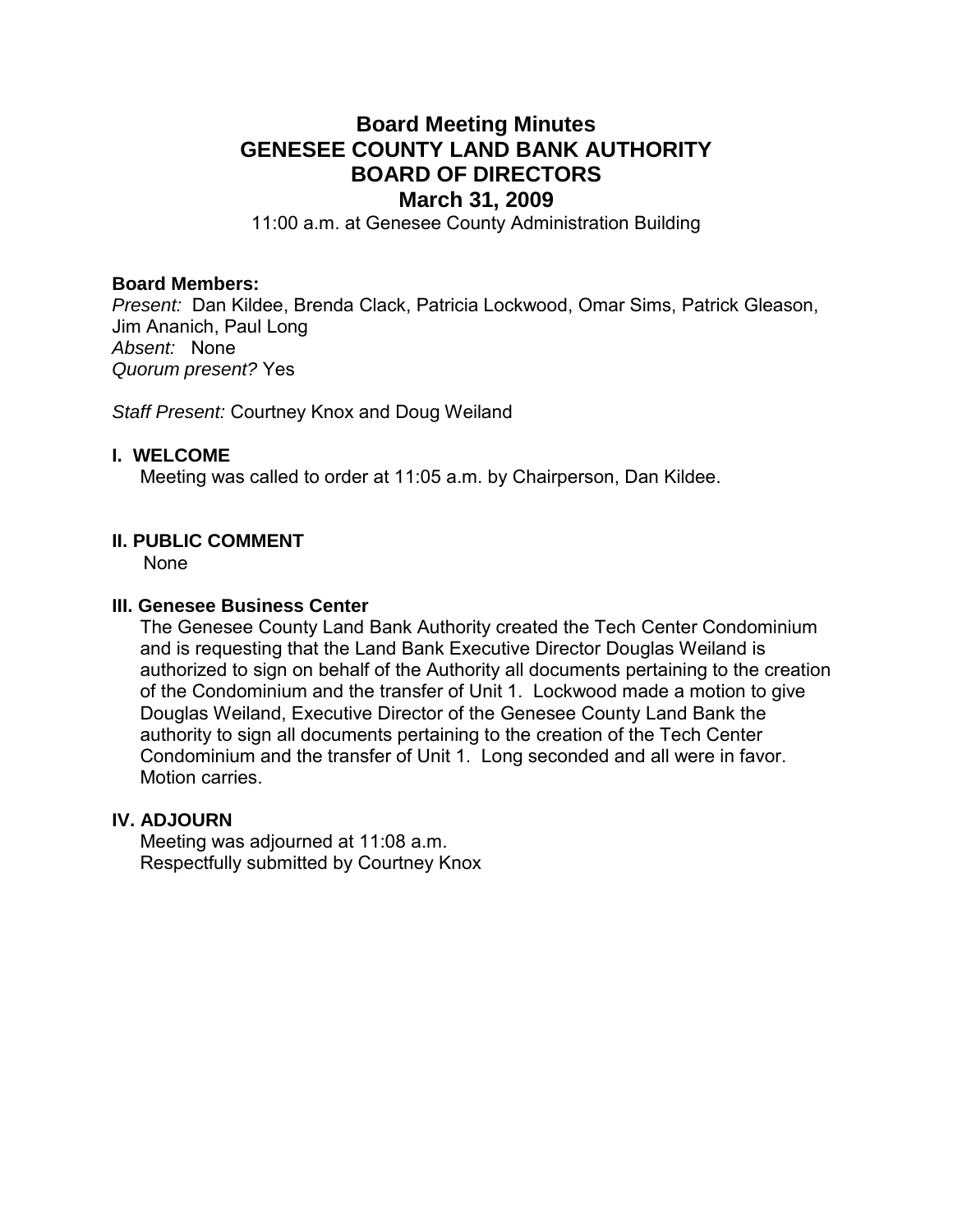# Board Meeting Minutes
# GENESEE COUNTY LAND BANK AUTHORITY
# BOARD OF DIRECTORS
# March 31, 2009

11:00 a.m. at Genesee County Administration Building

**Board Members:**
*Present:* Dan Kildee, Brenda Clack, Patricia Lockwood, Omar Sims, Patrick Gleason, Jim Ananich, Paul Long
*Absent:* None
*Quorum present?* Yes

*Staff Present:* Courtney Knox and Doug Weiland

### I. WELCOME

Meeting was called to order at 11:05 a.m. by Chairperson, Dan Kildee.

### II. PUBLIC COMMENT

None

### III. Genesee Business Center

The Genesee County Land Bank Authority created the Tech Center Condominium and is requesting that the Land Bank Executive Director Douglas Weiland is authorized to sign on behalf of the Authority all documents pertaining to the creation of the Condominium and the transfer of Unit 1. Lockwood made a motion to give Douglas Weiland, Executive Director of the Genesee County Land Bank the authority to sign all documents pertaining to the creation of the Tech Center Condominium and the transfer of Unit 1. Long seconded and all were in favor. Motion carries.

### IV. ADJOURN

Meeting was adjourned at 11:08 a.m.
Respectfully submitted by Courtney Knox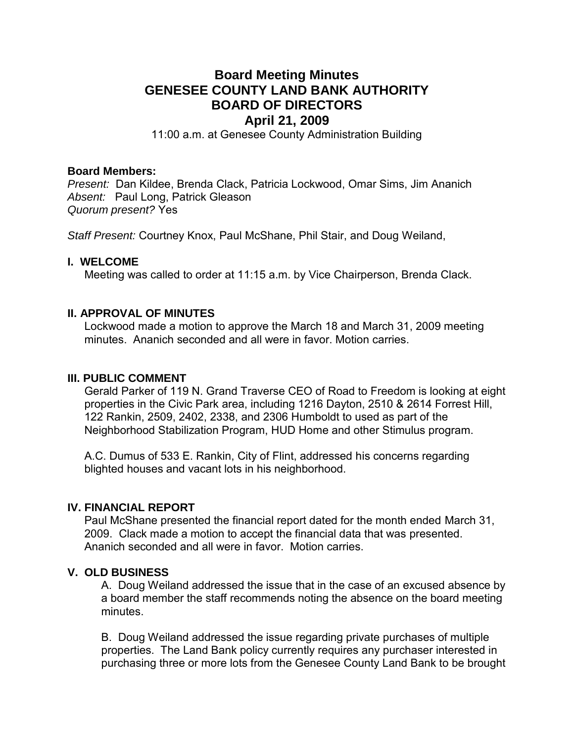# Board Meeting Minutes
# GENESEE COUNTY LAND BANK AUTHORITY
# BOARD OF DIRECTORS
# April 21, 2009

11:00 a.m. at Genesee County Administration Building

**Board Members:**
*Present:* Dan Kildee, Brenda Clack, Patricia Lockwood, Omar Sims, Jim Ananich
*Absent:* Paul Long, Patrick Gleason
*Quorum present?* Yes

*Staff Present:* Courtney Knox, Paul McShane, Phil Stair, and Doug Weiland,

## I. WELCOME

Meeting was called to order at 11:15 a.m. by Vice Chairperson, Brenda Clack.

## II. APPROVAL OF MINUTES

Lockwood made a motion to approve the March 18 and March 31, 2009 meeting minutes. Ananich seconded and all were in favor. Motion carries.

## III. PUBLIC COMMENT

Gerald Parker of 119 N. Grand Traverse CEO of Road to Freedom is looking at eight properties in the Civic Park area, including 1216 Dayton, 2510 & 2614 Forrest Hill, 122 Rankin, 2509, 2402, 2338, and 2306 Humboldt to used as part of the Neighborhood Stabilization Program, HUD Home and other Stimulus program.

A.C. Dumus of 533 E. Rankin, City of Flint, addressed his concerns regarding blighted houses and vacant lots in his neighborhood.

## IV. FINANCIAL REPORT

Paul McShane presented the financial report dated for the month ended March 31, 2009. Clack made a motion to accept the financial data that was presented. Ananich seconded and all were in favor. Motion carries.

## V. OLD BUSINESS

A. Doug Weiland addressed the issue that in the case of an excused absence by a board member the staff recommends noting the absence on the board meeting minutes.

B. Doug Weiland addressed the issue regarding private purchases of multiple properties. The Land Bank policy currently requires any purchaser interested in purchasing three or more lots from the Genesee County Land Bank to be brought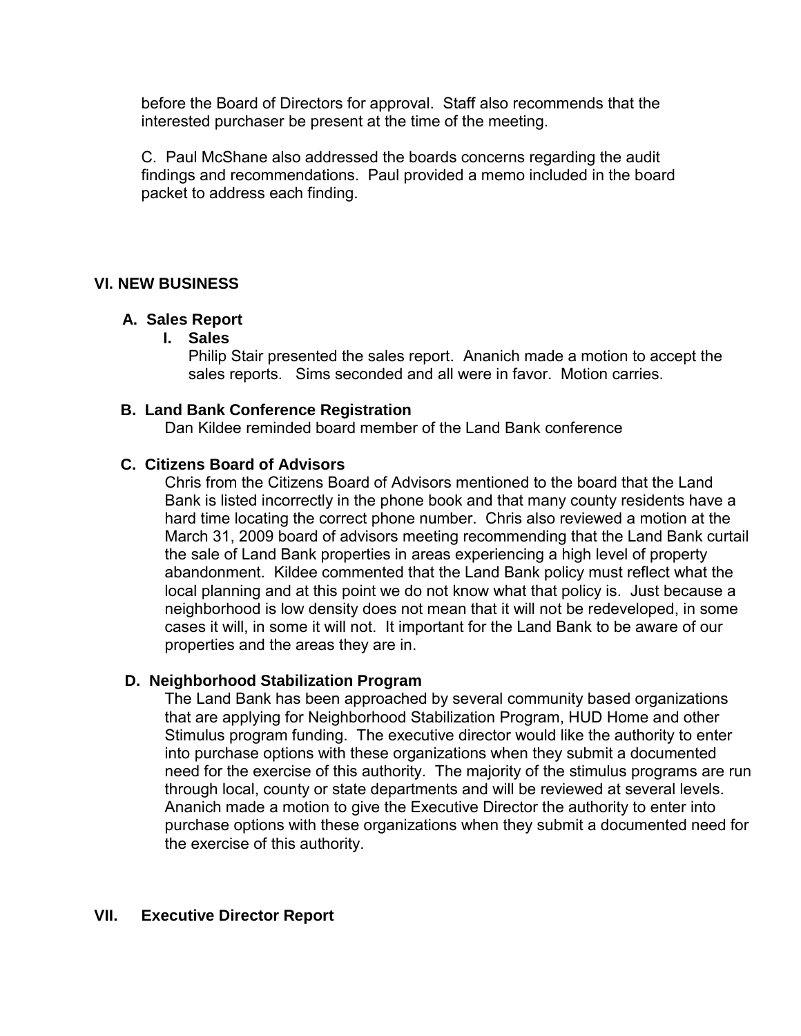before the Board of Directors for approval. Staff also recommends that the interested purchaser be present at the time of the meeting.

C. Paul McShane also addressed the boards concerns regarding the audit findings and recommendations. Paul provided a memo included in the board packet to address each finding.

## VI. NEW BUSINESS

### A. Sales Report

**I. Sales**

Philip Stair presented the sales report. Ananich made a motion to accept the sales reports. Sims seconded and all were in favor. Motion carries.

### B. Land Bank Conference Registration

Dan Kildee reminded board member of the Land Bank conference

### C. Citizens Board of Advisors

Chris from the Citizens Board of Advisors mentioned to the board that the Land Bank is listed incorrectly in the phone book and that many county residents have a hard time locating the correct phone number. Chris also reviewed a motion at the March 31, 2009 board of advisors meeting recommending that the Land Bank curtail the sale of Land Bank properties in areas experiencing a high level of property abandonment. Kildee commented that the Land Bank policy must reflect what the local planning and at this point we do not know what that policy is. Just because a neighborhood is low density does not mean that it will not be redeveloped, in some cases it will, in some it will not. It important for the Land Bank to be aware of our properties and the areas they are in.

### D. Neighborhood Stabilization Program

The Land Bank has been approached by several community based organizations that are applying for Neighborhood Stabilization Program, HUD Home and other Stimulus program funding. The executive director would like the authority to enter into purchase options with these organizations when they submit a documented need for the exercise of this authority. The majority of the stimulus programs are run through local, county or state departments and will be reviewed at several levels. Ananich made a motion to give the Executive Director the authority to enter into purchase options with these organizations when they submit a documented need for the exercise of this authority.

## VII. Executive Director Report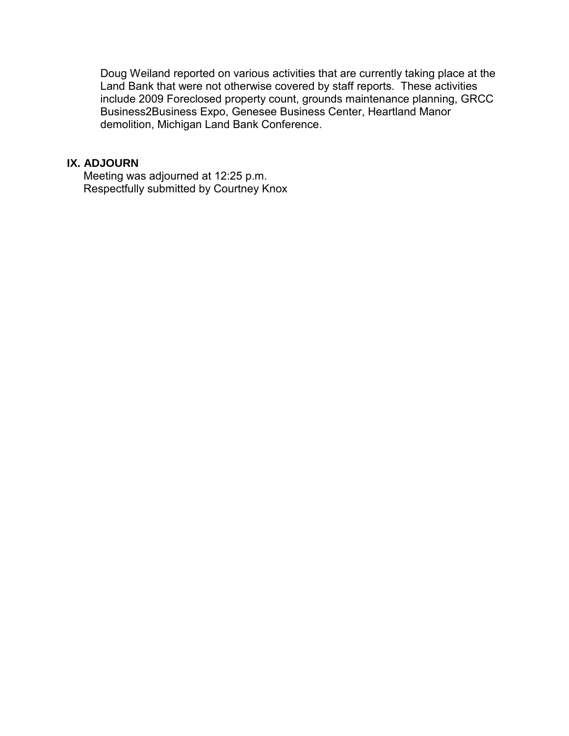Doug Weiland reported on various activities that are currently taking place at the Land Bank that were not otherwise covered by staff reports. These activities include 2009 Foreclosed property count, grounds maintenance planning, GRCC Business2Business Expo, Genesee Business Center, Heartland Manor demolition, Michigan Land Bank Conference.

## IX. ADJOURN

Meeting was adjourned at 12:25 p.m.
Respectfully submitted by Courtney Knox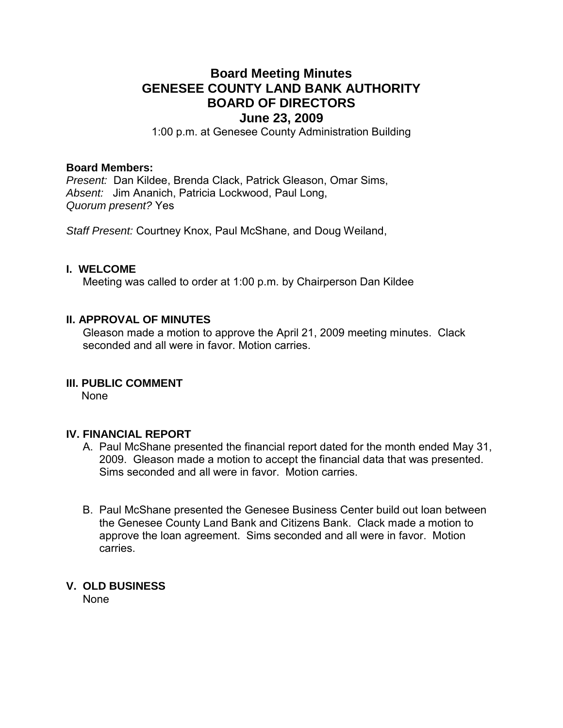# Board Meeting Minutes
# GENESEE COUNTY LAND BANK AUTHORITY
# BOARD OF DIRECTORS
# June 23, 2009

1:00 p.m. at Genesee County Administration Building

**Board Members:**
*Present:* Dan Kildee, Brenda Clack, Patrick Gleason, Omar Sims,
*Absent:* Jim Ananich, Patricia Lockwood, Paul Long,
*Quorum present?* Yes

*Staff Present:* Courtney Knox, Paul McShane, and Doug Weiland,

## I. WELCOME

Meeting was called to order at 1:00 p.m. by Chairperson Dan Kildee

## II. APPROVAL OF MINUTES

Gleason made a motion to approve the April 21, 2009 meeting minutes. Clack seconded and all were in favor. Motion carries.

## III. PUBLIC COMMENT

None

## IV. FINANCIAL REPORT

A. Paul McShane presented the financial report dated for the month ended May 31, 2009. Gleason made a motion to accept the financial data that was presented. Sims seconded and all were in favor. Motion carries.

B. Paul McShane presented the Genesee Business Center build out loan between the Genesee County Land Bank and Citizens Bank. Clack made a motion to approve the loan agreement. Sims seconded and all were in favor. Motion carries.

## V. OLD BUSINESS

None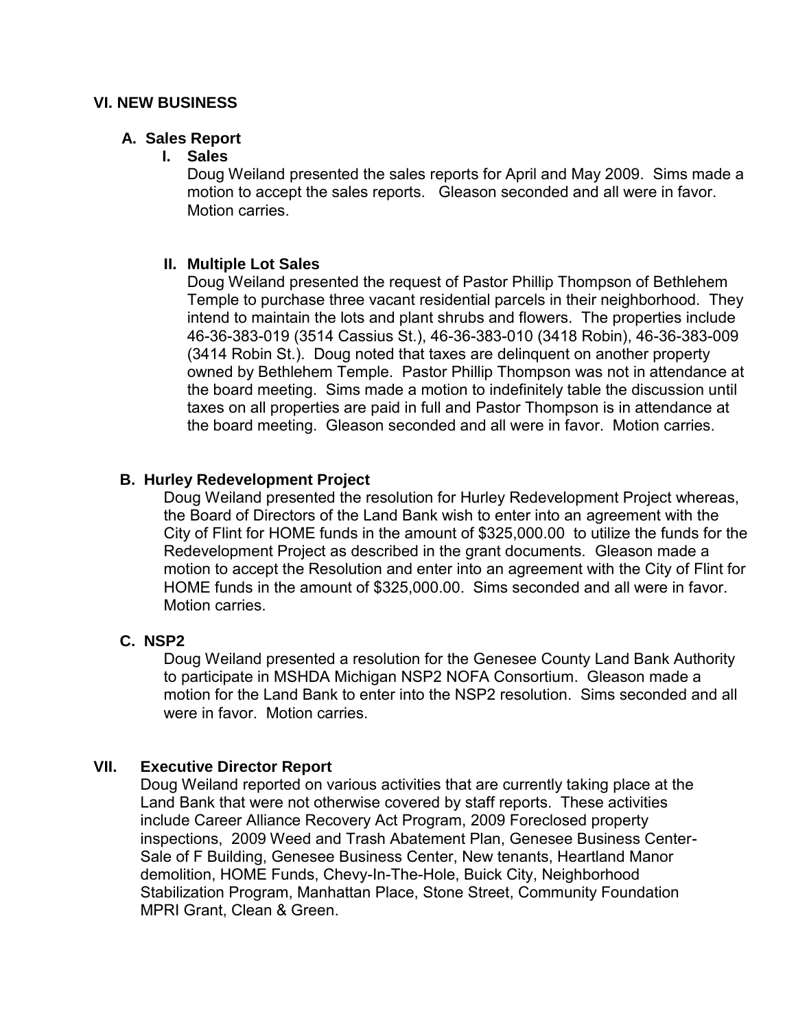## VI. NEW BUSINESS

### A. Sales Report

#### I. Sales

Doug Weiland presented the sales reports for April and May 2009. Sims made a motion to accept the sales reports. Gleason seconded and all were in favor. Motion carries.

#### II. Multiple Lot Sales

Doug Weiland presented the request of Pastor Phillip Thompson of Bethlehem Temple to purchase three vacant residential parcels in their neighborhood. They intend to maintain the lots and plant shrubs and flowers. The properties include 46-36-383-019 (3514 Cassius St.), 46-36-383-010 (3418 Robin), 46-36-383-009 (3414 Robin St.). Doug noted that taxes are delinquent on another property owned by Bethlehem Temple. Pastor Phillip Thompson was not in attendance at the board meeting. Sims made a motion to indefinitely table the discussion until taxes on all properties are paid in full and Pastor Thompson is in attendance at the board meeting. Gleason seconded and all were in favor. Motion carries.

### B. Hurley Redevelopment Project

Doug Weiland presented the resolution for Hurley Redevelopment Project whereas, the Board of Directors of the Land Bank wish to enter into an agreement with the City of Flint for HOME funds in the amount of $325,000.00 to utilize the funds for the Redevelopment Project as described in the grant documents. Gleason made a motion to accept the Resolution and enter into an agreement with the City of Flint for HOME funds in the amount of $325,000.00. Sims seconded and all were in favor. Motion carries.

### C. NSP2

Doug Weiland presented a resolution for the Genesee County Land Bank Authority to participate in MSHDA Michigan NSP2 NOFA Consortium. Gleason made a motion for the Land Bank to enter into the NSP2 resolution. Sims seconded and all were in favor. Motion carries.

## VII. Executive Director Report

Doug Weiland reported on various activities that are currently taking place at the Land Bank that were not otherwise covered by staff reports. These activities include Career Alliance Recovery Act Program, 2009 Foreclosed property inspections, 2009 Weed and Trash Abatement Plan, Genesee Business Center-Sale of F Building, Genesee Business Center, New tenants, Heartland Manor demolition, HOME Funds, Chevy-In-The-Hole, Buick City, Neighborhood Stabilization Program, Manhattan Place, Stone Street, Community Foundation MPRI Grant, Clean & Green.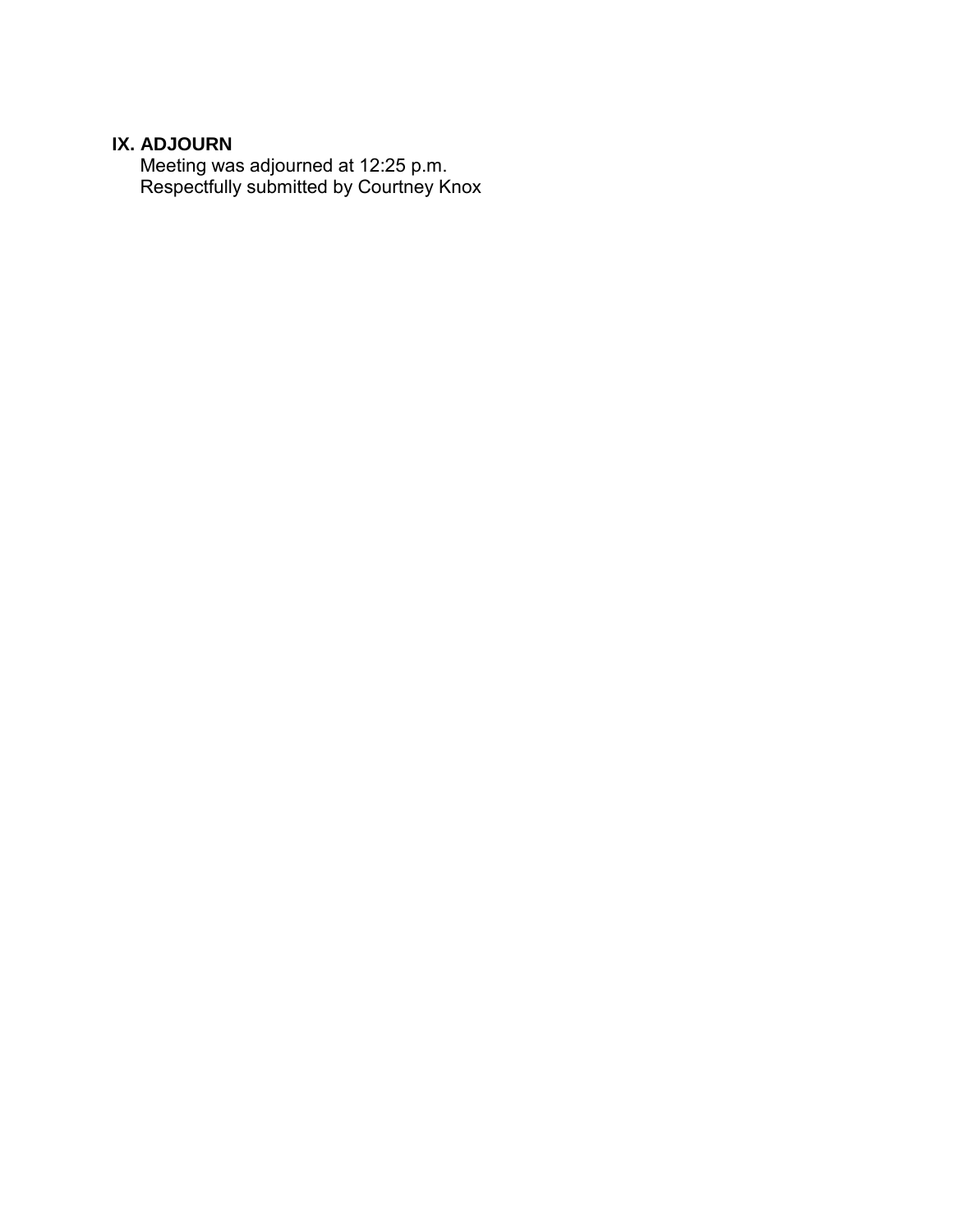## IX. ADJOURN

Meeting was adjourned at 12:25 p.m.
Respectfully submitted by Courtney Knox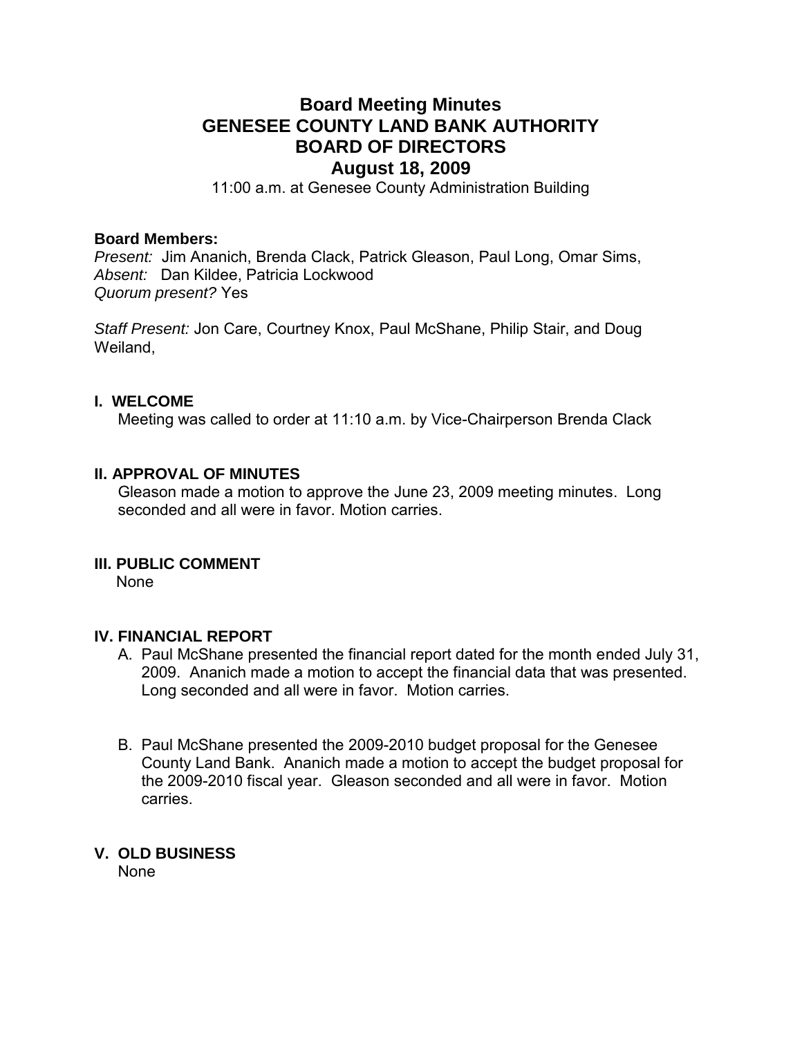# Board Meeting Minutes
# GENESEE COUNTY LAND BANK AUTHORITY
# BOARD OF DIRECTORS
# August 18, 2009

11:00 a.m. at Genesee County Administration Building

**Board Members:**
*Present:* Jim Ananich, Brenda Clack, Patrick Gleason, Paul Long, Omar Sims,
*Absent:* Dan Kildee, Patricia Lockwood
*Quorum present?* Yes

*Staff Present:* Jon Care, Courtney Knox, Paul McShane, Philip Stair, and Doug Weiland,

## I. WELCOME

Meeting was called to order at 11:10 a.m. by Vice-Chairperson Brenda Clack

## II. APPROVAL OF MINUTES

Gleason made a motion to approve the June 23, 2009 meeting minutes. Long seconded and all were in favor. Motion carries.

## III. PUBLIC COMMENT

None

## IV. FINANCIAL REPORT

A. Paul McShane presented the financial report dated for the month ended July 31, 2009. Ananich made a motion to accept the financial data that was presented. Long seconded and all were in favor. Motion carries.

B. Paul McShane presented the 2009-2010 budget proposal for the Genesee County Land Bank. Ananich made a motion to accept the budget proposal for the 2009-2010 fiscal year. Gleason seconded and all were in favor. Motion carries.

## V. OLD BUSINESS

None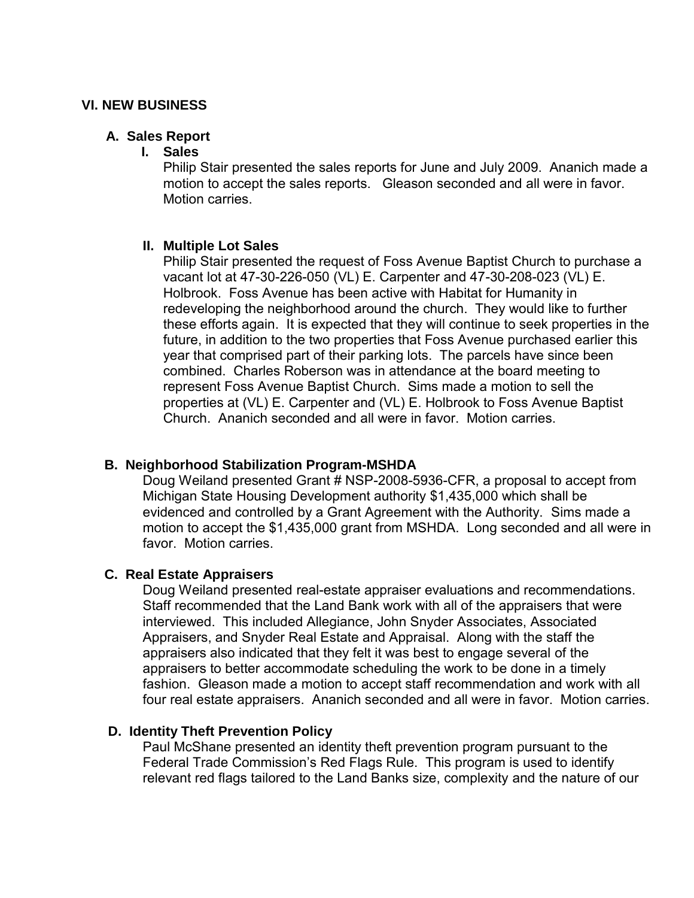## VI. NEW BUSINESS

### A. Sales Report

**I. Sales**

Philip Stair presented the sales reports for June and July 2009. Ananich made a motion to accept the sales reports. Gleason seconded and all were in favor. Motion carries.

**II. Multiple Lot Sales**

Philip Stair presented the request of Foss Avenue Baptist Church to purchase a vacant lot at 47-30-226-050 (VL) E. Carpenter and 47-30-208-023 (VL) E. Holbrook. Foss Avenue has been active with Habitat for Humanity in redeveloping the neighborhood around the church. They would like to further these efforts again. It is expected that they will continue to seek properties in the future, in addition to the two properties that Foss Avenue purchased earlier this year that comprised part of their parking lots. The parcels have since been combined. Charles Roberson was in attendance at the board meeting to represent Foss Avenue Baptist Church. Sims made a motion to sell the properties at (VL) E. Carpenter and (VL) E. Holbrook to Foss Avenue Baptist Church. Ananich seconded and all were in favor. Motion carries.

### B. Neighborhood Stabilization Program-MSHDA

Doug Weiland presented Grant # NSP-2008-5936-CFR, a proposal to accept from Michigan State Housing Development authority $1,435,000 which shall be evidenced and controlled by a Grant Agreement with the Authority. Sims made a motion to accept the $1,435,000 grant from MSHDA. Long seconded and all were in favor. Motion carries.

### C. Real Estate Appraisers

Doug Weiland presented real-estate appraiser evaluations and recommendations. Staff recommended that the Land Bank work with all of the appraisers that were interviewed. This included Allegiance, John Snyder Associates, Associated Appraisers, and Snyder Real Estate and Appraisal. Along with the staff the appraisers also indicated that they felt it was best to engage several of the appraisers to better accommodate scheduling the work to be done in a timely fashion. Gleason made a motion to accept staff recommendation and work with all four real estate appraisers. Ananich seconded and all were in favor. Motion carries.

### D. Identity Theft Prevention Policy

Paul McShane presented an identity theft prevention program pursuant to the Federal Trade Commission's Red Flags Rule. This program is used to identify relevant red flags tailored to the Land Banks size, complexity and the nature of our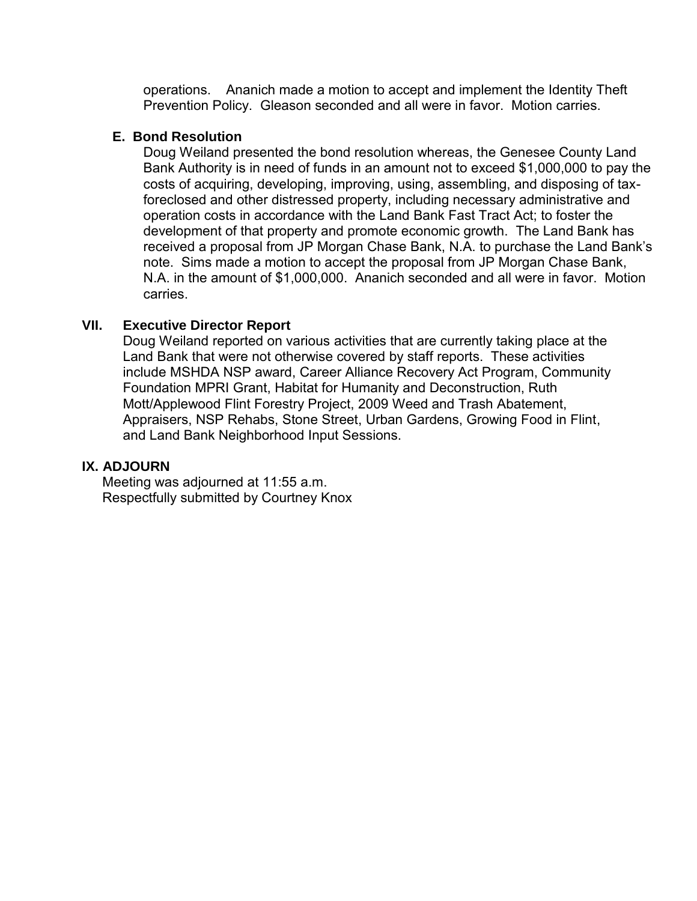operations. Ananich made a motion to accept and implement the Identity Theft Prevention Policy. Gleason seconded and all were in favor. Motion carries.

### E. Bond Resolution

Doug Weiland presented the bond resolution whereas, the Genesee County Land Bank Authority is in need of funds in an amount not to exceed $1,000,000 to pay the costs of acquiring, developing, improving, using, assembling, and disposing of tax-foreclosed and other distressed property, including necessary administrative and operation costs in accordance with the Land Bank Fast Tract Act; to foster the development of that property and promote economic growth. The Land Bank has received a proposal from JP Morgan Chase Bank, N.A. to purchase the Land Bank's note. Sims made a motion to accept the proposal from JP Morgan Chase Bank, N.A. in the amount of $1,000,000. Ananich seconded and all were in favor. Motion carries.

## VII. Executive Director Report

Doug Weiland reported on various activities that are currently taking place at the Land Bank that were not otherwise covered by staff reports. These activities include MSHDA NSP award, Career Alliance Recovery Act Program, Community Foundation MPRI Grant, Habitat for Humanity and Deconstruction, Ruth Mott/Applewood Flint Forestry Project, 2009 Weed and Trash Abatement, Appraisers, NSP Rehabs, Stone Street, Urban Gardens, Growing Food in Flint, and Land Bank Neighborhood Input Sessions.

## IX. ADJOURN

Meeting was adjourned at 11:55 a.m.
Respectfully submitted by Courtney Knox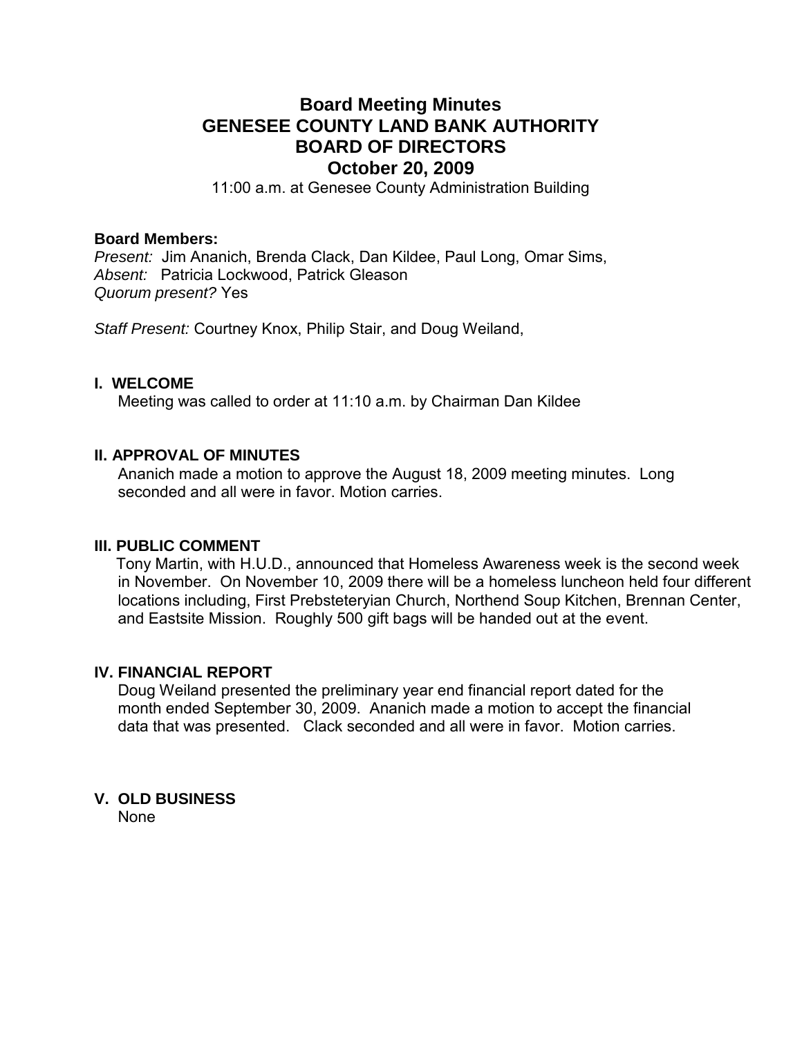# Board Meeting Minutes
# GENESEE COUNTY LAND BANK AUTHORITY
# BOARD OF DIRECTORS
# October 20, 2009

11:00 a.m. at Genesee County Administration Building

**Board Members:**
*Present:* Jim Ananich, Brenda Clack, Dan Kildee, Paul Long, Omar Sims,
*Absent:* Patricia Lockwood, Patrick Gleason
*Quorum present?* Yes

*Staff Present:* Courtney Knox, Philip Stair, and Doug Weiland,

### I. WELCOME

Meeting was called to order at 11:10 a.m. by Chairman Dan Kildee

### II. APPROVAL OF MINUTES

Ananich made a motion to approve the August 18, 2009 meeting minutes. Long seconded and all were in favor. Motion carries.

### III. PUBLIC COMMENT

Tony Martin, with H.U.D., announced that Homeless Awareness week is the second week in November. On November 10, 2009 there will be a homeless luncheon held four different locations including, First Prebsteteryian Church, Northend Soup Kitchen, Brennan Center, and Eastsite Mission. Roughly 500 gift bags will be handed out at the event.

### IV. FINANCIAL REPORT

Doug Weiland presented the preliminary year end financial report dated for the month ended September 30, 2009. Ananich made a motion to accept the financial data that was presented. Clack seconded and all were in favor. Motion carries.

### V. OLD BUSINESS

None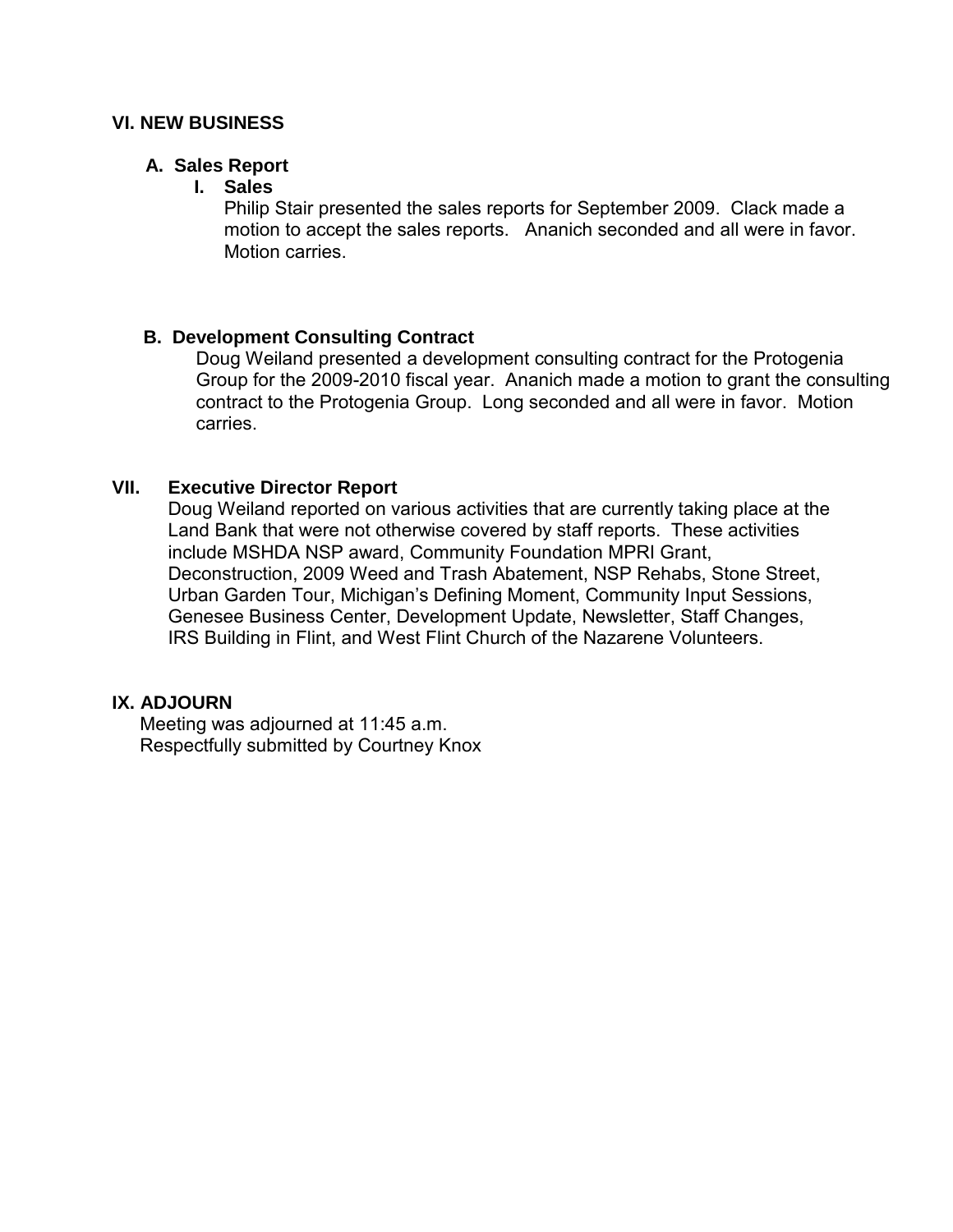## VI. NEW BUSINESS

### A. Sales Report

#### I. Sales

Philip Stair presented the sales reports for September 2009. Clack made a motion to accept the sales reports. Ananich seconded and all were in favor. Motion carries.

### B. Development Consulting Contract

Doug Weiland presented a development consulting contract for the Protogenia Group for the 2009-2010 fiscal year. Ananich made a motion to grant the consulting contract to the Protogenia Group. Long seconded and all were in favor. Motion carries.

## VII. Executive Director Report

Doug Weiland reported on various activities that are currently taking place at the Land Bank that were not otherwise covered by staff reports. These activities include MSHDA NSP award, Community Foundation MPRI Grant, Deconstruction, 2009 Weed and Trash Abatement, NSP Rehabs, Stone Street, Urban Garden Tour, Michigan's Defining Moment, Community Input Sessions, Genesee Business Center, Development Update, Newsletter, Staff Changes, IRS Building in Flint, and West Flint Church of the Nazarene Volunteers.

## IX. ADJOURN

Meeting was adjourned at 11:45 a.m.
Respectfully submitted by Courtney Knox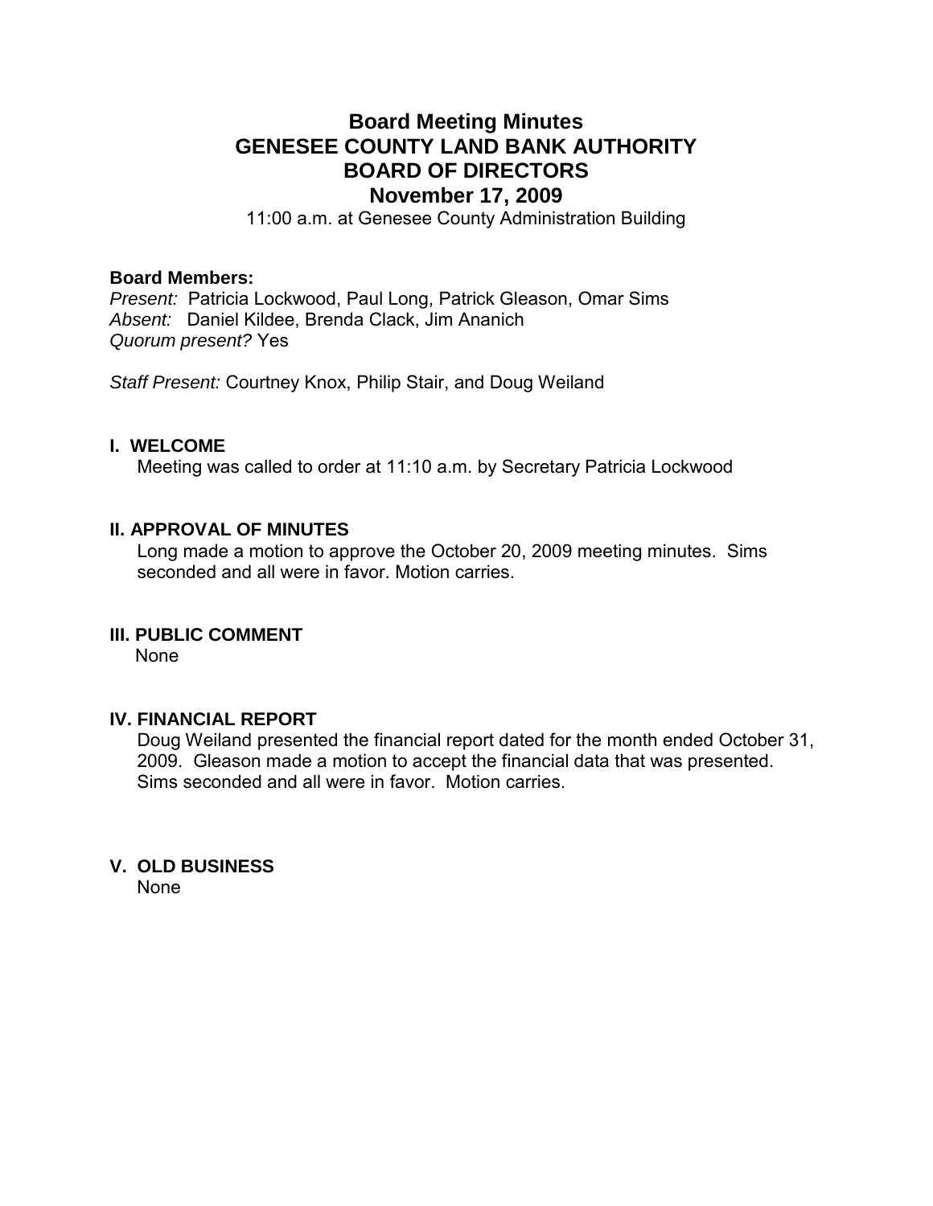# Board Meeting Minutes
# GENESEE COUNTY LAND BANK AUTHORITY
# BOARD OF DIRECTORS
## November 17, 2009

11:00 a.m. at Genesee County Administration Building

**Board Members:**
*Present:* Patricia Lockwood, Paul Long, Patrick Gleason, Omar Sims
*Absent:* Daniel Kildee, Brenda Clack, Jim Ananich
*Quorum present?* Yes

*Staff Present:* Courtney Knox, Philip Stair, and Doug Weiland

**I. WELCOME**

Meeting was called to order at 11:10 a.m. by Secretary Patricia Lockwood

**II. APPROVAL OF MINUTES**

Long made a motion to approve the October 20, 2009 meeting minutes. Sims seconded and all were in favor. Motion carries.

**III. PUBLIC COMMENT**

None

**IV. FINANCIAL REPORT**

Doug Weiland presented the financial report dated for the month ended October 31, 2009. Gleason made a motion to accept the financial data that was presented. Sims seconded and all were in favor. Motion carries.

**V. OLD BUSINESS**

None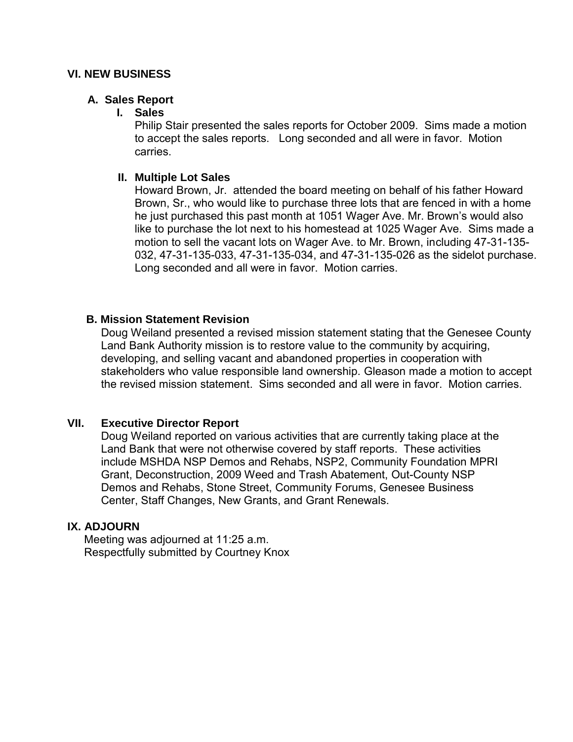## VI. NEW BUSINESS

### A. Sales Report

#### I. Sales

Philip Stair presented the sales reports for October 2009. Sims made a motion to accept the sales reports. Long seconded and all were in favor. Motion carries.

#### II. Multiple Lot Sales

Howard Brown, Jr. attended the board meeting on behalf of his father Howard Brown, Sr., who would like to purchase three lots that are fenced in with a home he just purchased this past month at 1051 Wager Ave. Mr. Brown's would also like to purchase the lot next to his homestead at 1025 Wager Ave. Sims made a motion to sell the vacant lots on Wager Ave. to Mr. Brown, including 47-31-135-032, 47-31-135-033, 47-31-135-034, and 47-31-135-026 as the sidelot purchase. Long seconded and all were in favor. Motion carries.

### B. Mission Statement Revision

Doug Weiland presented a revised mission statement stating that the Genesee County Land Bank Authority mission is to restore value to the community by acquiring, developing, and selling vacant and abandoned properties in cooperation with stakeholders who value responsible land ownership. Gleason made a motion to accept the revised mission statement. Sims seconded and all were in favor. Motion carries.

## VII. Executive Director Report

Doug Weiland reported on various activities that are currently taking place at the Land Bank that were not otherwise covered by staff reports. These activities include MSHDA NSP Demos and Rehabs, NSP2, Community Foundation MPRI Grant, Deconstruction, 2009 Weed and Trash Abatement, Out-County NSP Demos and Rehabs, Stone Street, Community Forums, Genesee Business Center, Staff Changes, New Grants, and Grant Renewals.

## IX. ADJOURN

Meeting was adjourned at 11:25 a.m.
Respectfully submitted by Courtney Knox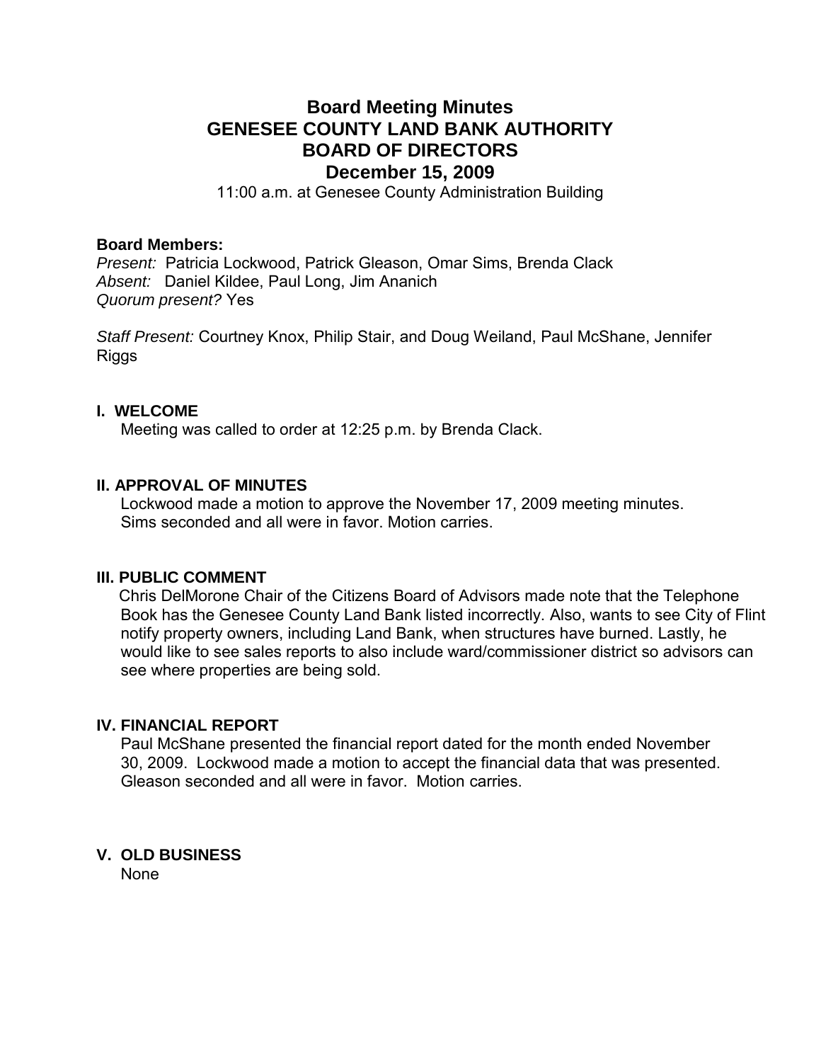# Board Meeting Minutes
# GENESEE COUNTY LAND BANK AUTHORITY
# BOARD OF DIRECTORS
## December 15, 2009

11:00 a.m. at Genesee County Administration Building

**Board Members:**
*Present:* Patricia Lockwood, Patrick Gleason, Omar Sims, Brenda Clack
*Absent:* Daniel Kildee, Paul Long, Jim Ananich
*Quorum present?* Yes

*Staff Present:* Courtney Knox, Philip Stair, and Doug Weiland, Paul McShane, Jennifer Riggs

### I. WELCOME

Meeting was called to order at 12:25 p.m. by Brenda Clack.

### II. APPROVAL OF MINUTES

Lockwood made a motion to approve the November 17, 2009 meeting minutes. Sims seconded and all were in favor. Motion carries.

### III. PUBLIC COMMENT

Chris DelMorone Chair of the Citizens Board of Advisors made note that the Telephone Book has the Genesee County Land Bank listed incorrectly. Also, wants to see City of Flint notify property owners, including Land Bank, when structures have burned. Lastly, he would like to see sales reports to also include ward/commissioner district so advisors can see where properties are being sold.

### IV. FINANCIAL REPORT

Paul McShane presented the financial report dated for the month ended November 30, 2009. Lockwood made a motion to accept the financial data that was presented. Gleason seconded and all were in favor. Motion carries.

### V. OLD BUSINESS

None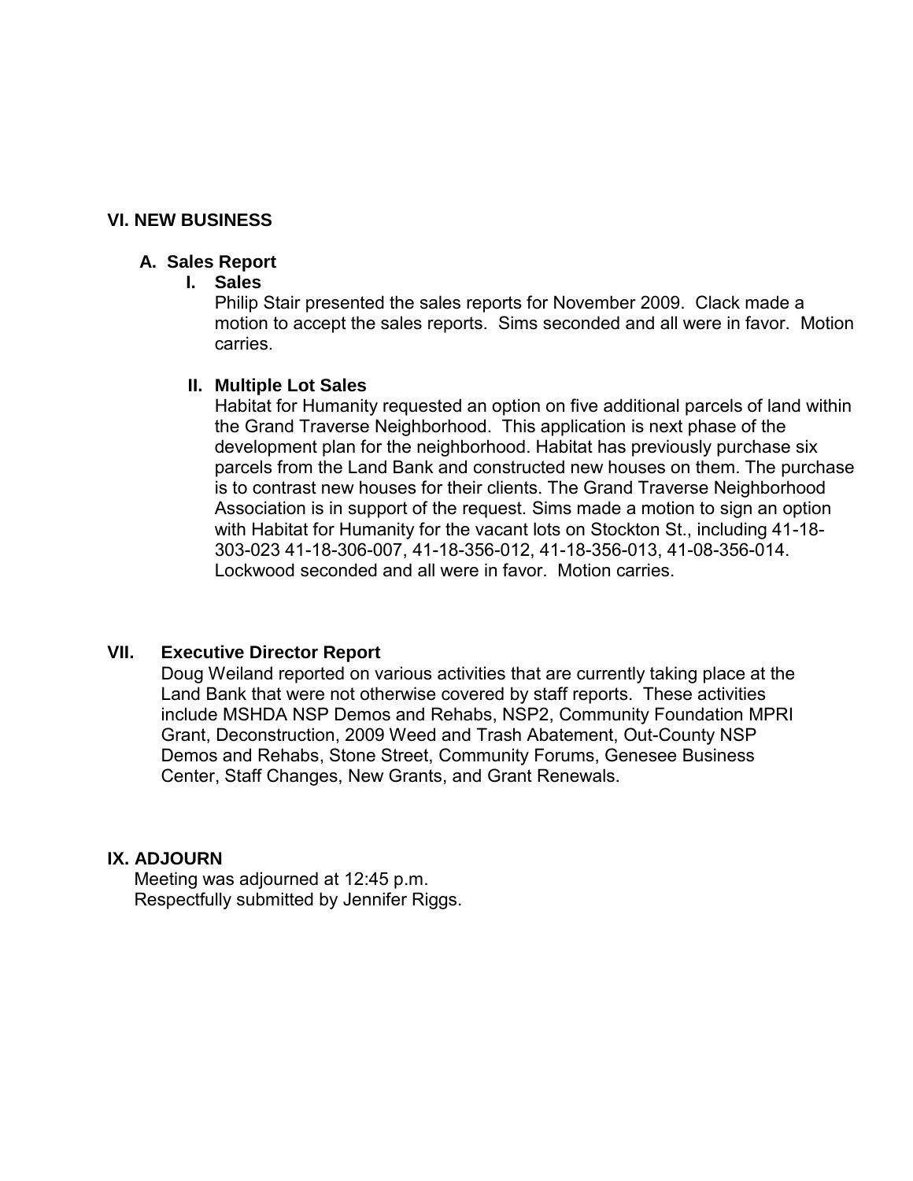## VI. NEW BUSINESS

### A. Sales Report

#### I. Sales

Philip Stair presented the sales reports for November 2009. Clack made a motion to accept the sales reports. Sims seconded and all were in favor. Motion carries.

#### II. Multiple Lot Sales

Habitat for Humanity requested an option on five additional parcels of land within the Grand Traverse Neighborhood. This application is next phase of the development plan for the neighborhood. Habitat has previously purchase six parcels from the Land Bank and constructed new houses on them. The purchase is to contrast new houses for their clients. The Grand Traverse Neighborhood Association is in support of the request. Sims made a motion to sign an option with Habitat for Humanity for the vacant lots on Stockton St., including 41-18-303-023 41-18-306-007, 41-18-356-012, 41-18-356-013, 41-08-356-014. Lockwood seconded and all were in favor. Motion carries.

## VII. Executive Director Report

Doug Weiland reported on various activities that are currently taking place at the Land Bank that were not otherwise covered by staff reports. These activities include MSHDA NSP Demos and Rehabs, NSP2, Community Foundation MPRI Grant, Deconstruction, 2009 Weed and Trash Abatement, Out-County NSP Demos and Rehabs, Stone Street, Community Forums, Genesee Business Center, Staff Changes, New Grants, and Grant Renewals.

## IX. ADJOURN

Meeting was adjourned at 12:45 p.m.
Respectfully submitted by Jennifer Riggs.